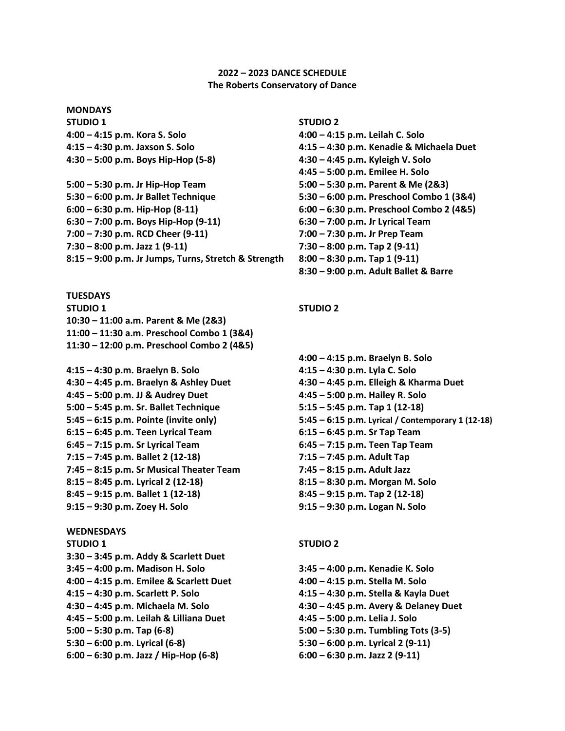**2022 – 2023 DANCE SCHEDULE**
**The Roberts Conservatory of Dance**

## MONDAYS

### STUDIO 1

**4:00 – 4:15 p.m. Kora S. Solo**
**4:15 – 4:30 p.m. Jaxson S. Solo**
**4:30 – 5:00 p.m. Boys Hip-Hop (5-8)**

**5:00 – 5:30 p.m. Jr Hip-Hop Team**
**5:30 – 6:00 p.m. Jr Ballet Technique**
**6:00 – 6:30 p.m. Hip-Hop (8-11)**
**6:30 – 7:00 p.m. Boys Hip-Hop (9-11)**
**7:00 – 7:30 p.m. RCD Cheer (9-11)**
**7:30 – 8:00 p.m. Jazz 1 (9-11)**
**8:15 – 9:00 p.m. Jr Jumps, Turns, Stretch & Strength**

### STUDIO 2

**4:00 – 4:15 p.m. Leilah C. Solo**
**4:15 – 4:30 p.m. Kenadie & Michaela Duet**
**4:30 – 4:45 p.m. Kyleigh V. Solo**
**4:45 – 5:00 p.m. Emilee H. Solo**
**5:00 – 5:30 p.m. Parent & Me (2&3)**
**5:30 – 6:00 p.m. Preschool Combo 1 (3&4)**
**6:00 – 6:30 p.m. Preschool Combo 2 (4&5)**
**6:30 – 7:00 p.m. Jr Lyrical Team**
**7:00 – 7:30 p.m. Jr Prep Team**
**7:30 – 8:00 p.m. Tap 2 (9-11)**
**8:00 – 8:30 p.m. Tap 1 (9-11)**
**8:30 – 9:00 p.m. Adult Ballet & Barre**

## TUESDAYS

### STUDIO 1

**10:30 – 11:00 a.m. Parent & Me (2&3)**
**11:00 – 11:30 a.m. Preschool Combo 1 (3&4)**
**11:30 – 12:00 p.m. Preschool Combo 2 (4&5)**

**4:15 – 4:30 p.m. Braelyn B. Solo**
**4:30 – 4:45 p.m. Braelyn & Ashley Duet**
**4:45 – 5:00 p.m. JJ & Audrey Duet**
**5:00 – 5:45 p.m. Sr. Ballet Technique**
**5:45 – 6:15 p.m. Pointe (invite only)**
**6:15 – 6:45 p.m. Teen Lyrical Team**
**6:45 – 7:15 p.m. Sr Lyrical Team**
**7:15 – 7:45 p.m. Ballet 2 (12-18)**
**7:45 – 8:15 p.m. Sr Musical Theater Team**
**8:15 – 8:45 p.m. Lyrical 2 (12-18)**
**8:45 – 9:15 p.m. Ballet 1 (12-18)**
**9:15 – 9:30 p.m. Zoey H. Solo**

### STUDIO 2

**4:00 – 4:15 p.m. Braelyn B. Solo**
**4:15 – 4:30 p.m. Lyla C. Solo**
**4:30 – 4:45 p.m. Elleigh & Kharma Duet**
**4:45 – 5:00 p.m. Hailey R. Solo**
**5:15 – 5:45 p.m. Tap 1 (12-18)**
**5:45 – 6:15 p.m. Lyrical / Contemporary 1 (12-18)**
**6:15 – 6:45 p.m. Sr Tap Team**
**6:45 – 7:15 p.m. Teen Tap Team**
**7:15 – 7:45 p.m. Adult Tap**
**7:45 – 8:15 p.m. Adult Jazz**
**8:15 – 8:30 p.m. Morgan M. Solo**
**8:45 – 9:15 p.m. Tap 2 (12-18)**
**9:15 – 9:30 p.m. Logan N. Solo**

## WEDNESDAYS

### STUDIO 1

**3:30 – 3:45 p.m. Addy & Scarlett Duet**
**3:45 – 4:00 p.m. Madison H. Solo**
**4:00 – 4:15 p.m. Emilee & Scarlett Duet**
**4:15 – 4:30 p.m. Scarlett P. Solo**
**4:30 – 4:45 p.m. Michaela M. Solo**
**4:45 – 5:00 p.m. Leilah & Lilliana Duet**
**5:00 – 5:30 p.m. Tap (6-8)**
**5:30 – 6:00 p.m. Lyrical (6-8)**
**6:00 – 6:30 p.m. Jazz / Hip-Hop (6-8)**

### STUDIO 2

**3:45 – 4:00 p.m. Kenadie K. Solo**
**4:00 – 4:15 p.m. Stella M. Solo**
**4:15 – 4:30 p.m. Stella & Kayla Duet**
**4:30 – 4:45 p.m. Avery & Delaney Duet**
**4:45 – 5:00 p.m. Lelia J. Solo**
**5:00 – 5:30 p.m. Tumbling Tots (3-5)**
**5:30 – 6:00 p.m. Lyrical 2 (9-11)**
**6:00 – 6:30 p.m. Jazz 2 (9-11)**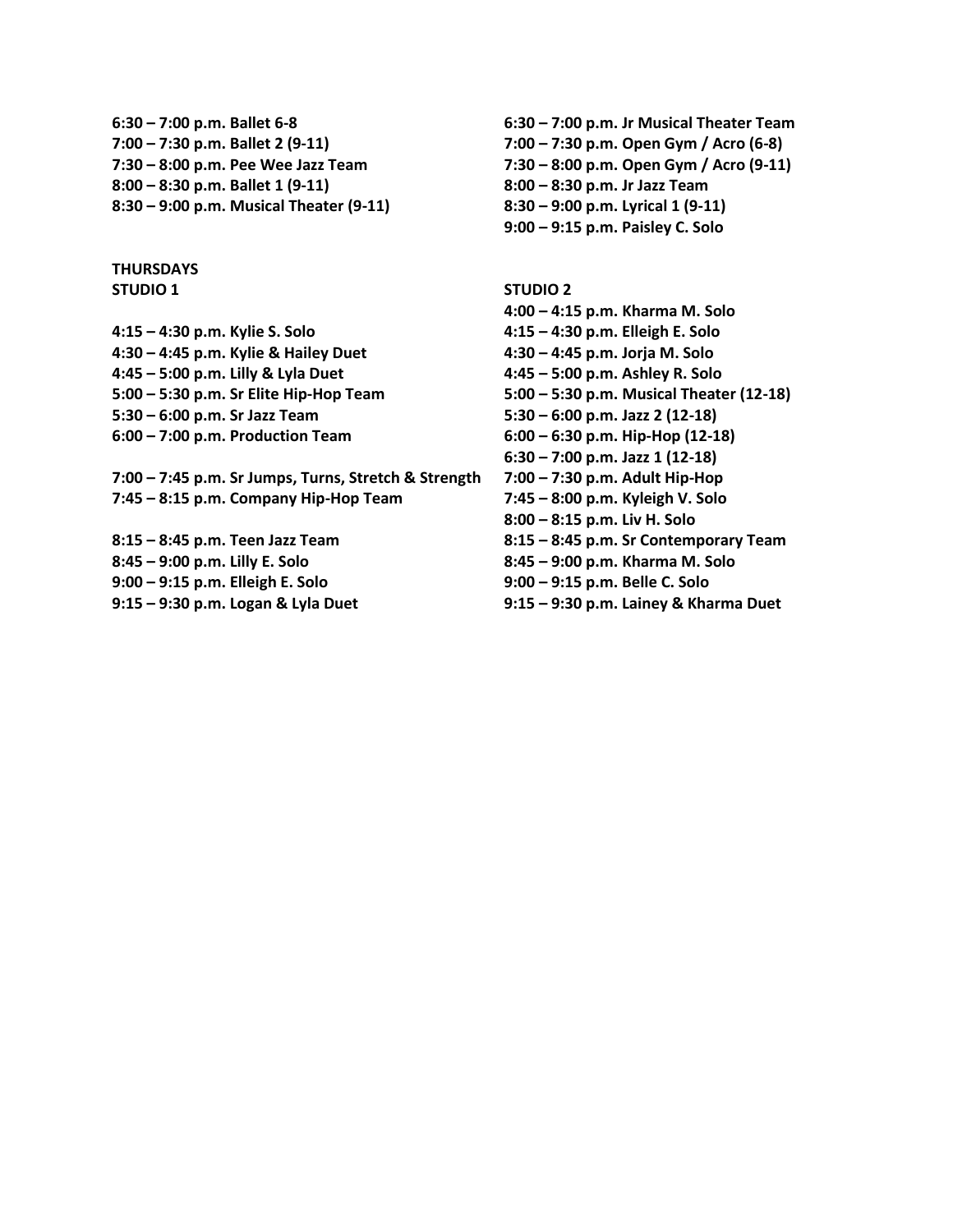**6:30 – 7:00 p.m. Ballet 6-8**
**7:00 – 7:30 p.m. Ballet 2 (9-11)**
**7:30 – 8:00 p.m. Pee Wee Jazz Team**
**8:00 – 8:30 p.m. Ballet 1 (9-11)**
**8:30 – 9:00 p.m. Musical Theater (9-11)**

**6:30 – 7:00 p.m. Jr Musical Theater Team**
**7:00 – 7:30 p.m. Open Gym / Acro (6-8)**
**7:30 – 8:00 p.m. Open Gym / Acro (9-11)**
**8:00 – 8:30 p.m. Jr Jazz Team**
**8:30 – 9:00 p.m. Lyrical 1 (9-11)**
**9:00 – 9:15 p.m. Paisley C. Solo**

**THURSDAYS**

**STUDIO 1**

**4:15 – 4:30 p.m. Kylie S. Solo**
**4:30 – 4:45 p.m. Kylie & Hailey Duet**
**4:45 – 5:00 p.m. Lilly & Lyla Duet**
**5:00 – 5:30 p.m. Sr Elite Hip-Hop Team**
**5:30 – 6:00 p.m. Sr Jazz Team**
**6:00 – 7:00 p.m. Production Team**

**7:00 – 7:45 p.m. Sr Jumps, Turns, Stretch & Strength**
**7:45 – 8:15 p.m. Company Hip-Hop Team**

**8:15 – 8:45 p.m. Teen Jazz Team**
**8:45 – 9:00 p.m. Lilly E. Solo**
**9:00 – 9:15 p.m. Elleigh E. Solo**
**9:15 – 9:30 p.m. Logan & Lyla Duet**

**STUDIO 2**

**4:00 – 4:15 p.m. Kharma M. Solo**
**4:15 – 4:30 p.m. Elleigh E. Solo**
**4:30 – 4:45 p.m. Jorja M. Solo**
**4:45 – 5:00 p.m. Ashley R. Solo**
**5:00 – 5:30 p.m. Musical Theater (12-18)**
**5:30 – 6:00 p.m. Jazz 2 (12-18)**
**6:00 – 6:30 p.m. Hip-Hop (12-18)**
**6:30 – 7:00 p.m. Jazz 1 (12-18)**
**7:00 – 7:30 p.m. Adult Hip-Hop**
**7:45 – 8:00 p.m. Kyleigh V. Solo**
**8:00 – 8:15 p.m. Liv H. Solo**
**8:15 – 8:45 p.m. Sr Contemporary Team**
**8:45 – 9:00 p.m. Kharma M. Solo**
**9:00 – 9:15 p.m. Belle C. Solo**
**9:15 – 9:30 p.m. Lainey & Kharma Duet**